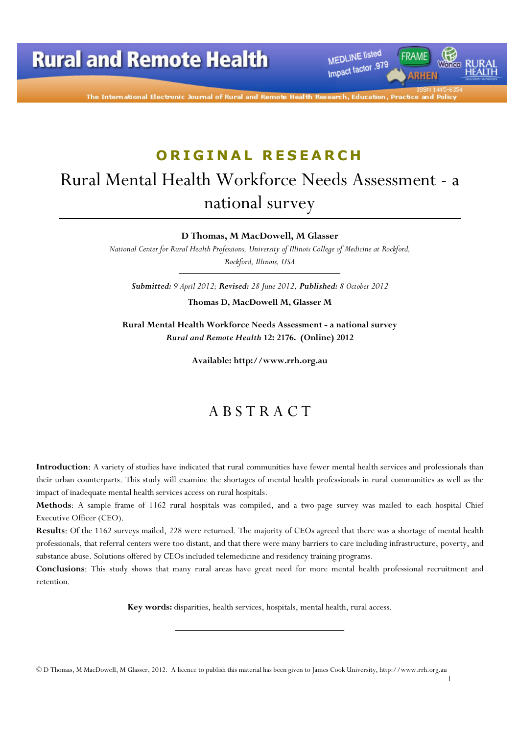ORIGINAL RESEARCH

# Rural Mental Health Workforce Needs Assessment - a national survey

**D Thomas, M MacDowell, M Glasser**

*National Center for Rural Health Professions, University of Illinois College of Medicine at Rockford, Rockford, Illinois, USA*

***Submitted:** 9 April 2012; **Revised:** 28 June 2012, **Published:** 8 October 2012*

**Thomas D, MacDowell M, Glasser M**

**Rural Mental Health Workforce Needs Assessment - a national survey**
***Rural and Remote Health* 12: 2176. (Online) 2012**

**Available: http://www.rrh.org.au**

## ABSTRACT

**Introduction**: A variety of studies have indicated that rural communities have fewer mental health services and professionals than their urban counterparts. This study will examine the shortages of mental health professionals in rural communities as well as the impact of inadequate mental health services access on rural hospitals.

**Methods**: A sample frame of 1162 rural hospitals was compiled, and a two-page survey was mailed to each hospital Chief Executive Officer (CEO).

**Results**: Of the 1162 surveys mailed, 228 were returned. The majority of CEOs agreed that there was a shortage of mental health professionals, that referral centers were too distant, and that there were many barriers to care including infrastructure, poverty, and substance abuse. Solutions offered by CEOs included telemedicine and residency training programs.

**Conclusions**: This study shows that many rural areas have great need for more mental health professional recruitment and retention.

**Key words:** disparities, health services, hospitals, mental health, rural access.

© D Thomas, M MacDowell, M Glasser, 2012. A licence to publish this material has been given to James Cook University, http://www.rrh.org.au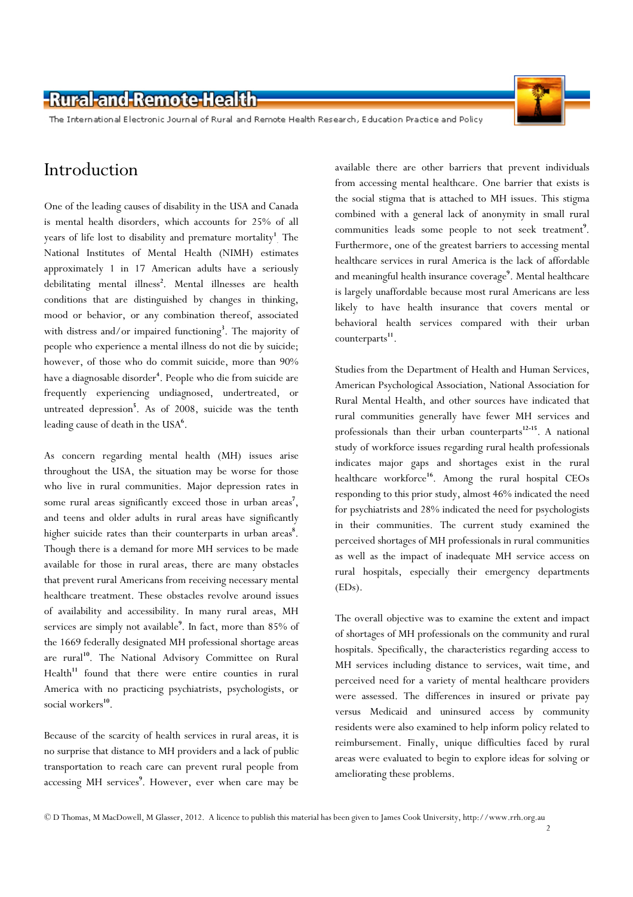# Introduction

One of the leading causes of disability in the USA and Canada is mental health disorders, which accounts for 25% of all years of life lost to disability and premature mortality[1]. The National Institutes of Mental Health (NIMH) estimates approximately 1 in 17 American adults have a seriously debilitating mental illness[2]. Mental illnesses are health conditions that are distinguished by changes in thinking, mood or behavior, or any combination thereof, associated with distress and/or impaired functioning[3]. The majority of people who experience a mental illness do not die by suicide; however, of those who do commit suicide, more than 90% have a diagnosable disorder[4]. People who die from suicide are frequently experiencing undiagnosed, undertreated, or untreated depression[5]. As of 2008, suicide was the tenth leading cause of death in the USA[6].

As concern regarding mental health (MH) issues arise throughout the USA, the situation may be worse for those who live in rural communities. Major depression rates in some rural areas significantly exceed those in urban areas[7], and teens and older adults in rural areas have significantly higher suicide rates than their counterparts in urban areas[8]. Though there is a demand for more MH services to be made available for those in rural areas, there are many obstacles that prevent rural Americans from receiving necessary mental healthcare treatment. These obstacles revolve around issues of availability and accessibility. In many rural areas, MH services are simply not available[9]. In fact, more than 85% of the 1669 federally designated MH professional shortage areas are rural[10]. The National Advisory Committee on Rural Health[11] found that there were entire counties in rural America with no practicing psychiatrists, psychologists, or social workers[10].

Because of the scarcity of health services in rural areas, it is no surprise that distance to MH providers and a lack of public transportation to reach care can prevent rural people from accessing MH services[9]. However, ever when care may be available there are other barriers that prevent individuals from accessing mental healthcare. One barrier that exists is the social stigma that is attached to MH issues. This stigma combined with a general lack of anonymity in small rural communities leads some people to not seek treatment[9]. Furthermore, one of the greatest barriers to accessing mental healthcare services in rural America is the lack of affordable and meaningful health insurance coverage[9]. Mental healthcare is largely unaffordable because most rural Americans are less likely to have health insurance that covers mental or behavioral health services compared with their urban counterparts[11].

Studies from the Department of Health and Human Services, American Psychological Association, National Association for Rural Mental Health, and other sources have indicated that rural communities generally have fewer MH services and professionals than their urban counterparts[12-15]. A national study of workforce issues regarding rural health professionals indicates major gaps and shortages exist in the rural healthcare workforce[16]. Among the rural hospital CEOs responding to this prior study, almost 46% indicated the need for psychiatrists and 28% indicated the need for psychologists in their communities. The current study examined the perceived shortages of MH professionals in rural communities as well as the impact of inadequate MH service access on rural hospitals, especially their emergency departments (EDs).

The overall objective was to examine the extent and impact of shortages of MH professionals on the community and rural hospitals. Specifically, the characteristics regarding access to MH services including distance to services, wait time, and perceived need for a variety of mental healthcare providers were assessed. The differences in insured or private pay versus Medicaid and uninsured access by community residents were also examined to help inform policy related to reimbursement. Finally, unique difficulties faced by rural areas were evaluated to begin to explore ideas for solving or ameliorating these problems.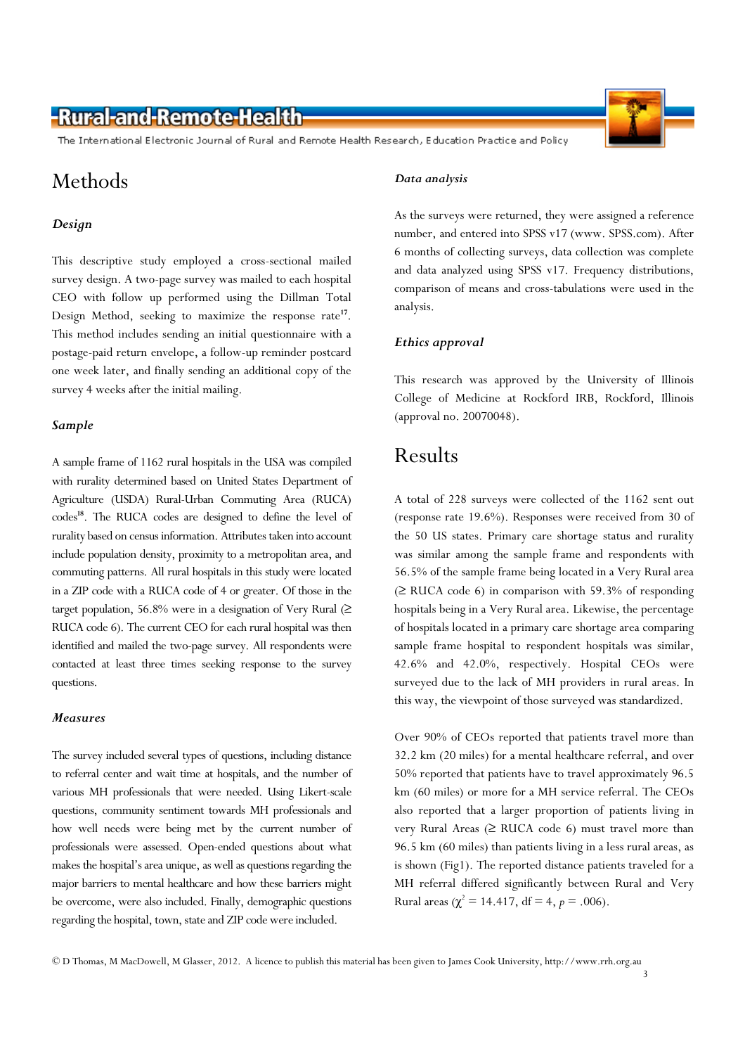## Methods

### Design

This descriptive study employed a cross-sectional mailed survey design. A two-page survey was mailed to each hospital CEO with follow up performed using the Dillman Total Design Method, seeking to maximize the response rate[17]. This method includes sending an initial questionnaire with a postage-paid return envelope, a follow-up reminder postcard one week later, and finally sending an additional copy of the survey 4 weeks after the initial mailing.

### Sample

A sample frame of 1162 rural hospitals in the USA was compiled with rurality determined based on United States Department of Agriculture (USDA) Rural-Urban Commuting Area (RUCA) codes[18]. The RUCA codes are designed to define the level of rurality based on census information. Attributes taken into account include population density, proximity to a metropolitan area, and commuting patterns. All rural hospitals in this study were located in a ZIP code with a RUCA code of 4 or greater. Of those in the target population, 56.8% were in a designation of Very Rural (≥ RUCA code 6). The current CEO for each rural hospital was then identified and mailed the two-page survey. All respondents were contacted at least three times seeking response to the survey questions.

### Measures

The survey included several types of questions, including distance to referral center and wait time at hospitals, and the number of various MH professionals that were needed. Using Likert-scale questions, community sentiment towards MH professionals and how well needs were being met by the current number of professionals were assessed. Open-ended questions about what makes the hospital's area unique, as well as questions regarding the major barriers to mental healthcare and how these barriers might be overcome, were also included. Finally, demographic questions regarding the hospital, town, state and ZIP code were included.

### Data analysis

As the surveys were returned, they were assigned a reference number, and entered into SPSS v17 (www. SPSS.com). After 6 months of collecting surveys, data collection was complete and data analyzed using SPSS v17. Frequency distributions, comparison of means and cross-tabulations were used in the analysis.

### Ethics approval

This research was approved by the University of Illinois College of Medicine at Rockford IRB, Rockford, Illinois (approval no. 20070048).

## Results

A total of 228 surveys were collected of the 1162 sent out (response rate 19.6%). Responses were received from 30 of the 50 US states. Primary care shortage status and rurality was similar among the sample frame and respondents with 56.5% of the sample frame being located in a Very Rural area (≥ RUCA code 6) in comparison with 59.3% of responding hospitals being in a Very Rural area. Likewise, the percentage of hospitals located in a primary care shortage area comparing sample frame hospital to respondent hospitals was similar, 42.6% and 42.0%, respectively. Hospital CEOs were surveyed due to the lack of MH providers in rural areas. In this way, the viewpoint of those surveyed was standardized.

Over 90% of CEOs reported that patients travel more than 32.2 km (20 miles) for a mental healthcare referral, and over 50% reported that patients have to travel approximately 96.5 km (60 miles) or more for a MH service referral. The CEOs also reported that a larger proportion of patients living in very Rural Areas (≥ RUCA code 6) must travel more than 96.5 km (60 miles) than patients living in a less rural areas, as is shown (Fig1). The reported distance patients traveled for a MH referral differed significantly between Rural and Very Rural areas ($\chi^2 = 14.417$, df = 4, $p = .006$).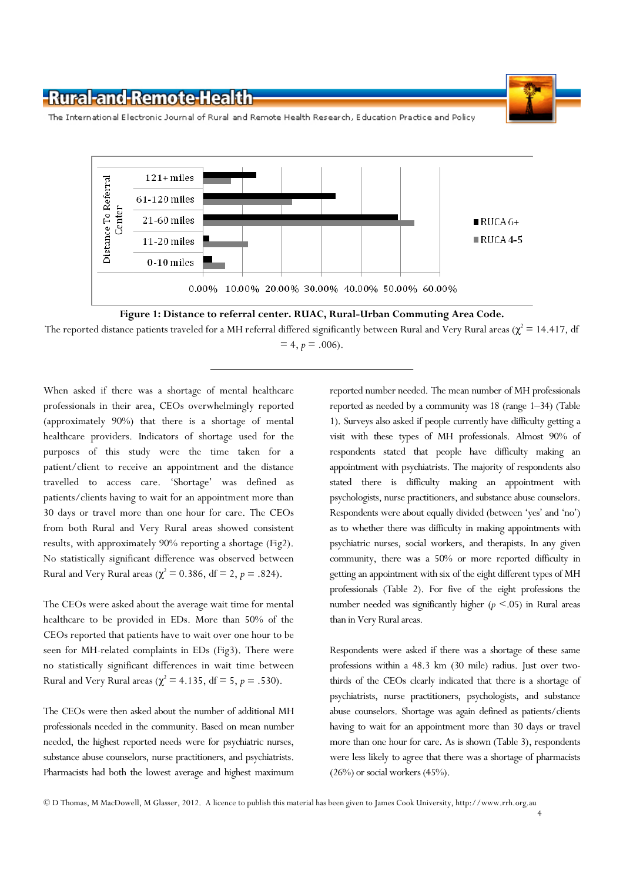**Figure 1: Distance to referral center. RUAC, Rural-Urban Commuting Area Code.**

The reported distance patients traveled for a MH referral differed significantly between Rural and Very Rural areas ($\chi^2 = 14.417$, df = 4, $p = .006$).

When asked if there was a shortage of mental healthcare professionals in their area, CEOs overwhelmingly reported (approximately 90%) that there is a shortage of mental healthcare providers. Indicators of shortage used for the purposes of this study were the time taken for a patient/client to receive an appointment and the distance travelled to access care. 'Shortage' was defined as patients/clients having to wait for an appointment more than 30 days or travel more than one hour for care. The CEOs from both Rural and Very Rural areas showed consistent results, with approximately 90% reporting a shortage (Fig2). No statistically significant difference was observed between Rural and Very Rural areas ($\chi^2 = 0.386$, df = 2, $p = .824$).

The CEOs were asked about the average wait time for mental healthcare to be provided in EDs. More than 50% of the CEOs reported that patients have to wait over one hour to be seen for MH-related complaints in EDs (Fig3). There were no statistically significant differences in wait time between Rural and Very Rural areas ($\chi^2 = 4.135$, df = 5, $p = .530$).

The CEOs were then asked about the number of additional MH professionals needed in the community. Based on mean number needed, the highest reported needs were for psychiatric nurses, substance abuse counselors, nurse practitioners, and psychiatrists. Pharmacists had both the lowest average and highest maximum reported number needed. The mean number of MH professionals reported as needed by a community was 18 (range 1–34) (Table 1). Surveys also asked if people currently have difficulty getting a visit with these types of MH professionals. Almost 90% of respondents stated that people have difficulty making an appointment with psychiatrists. The majority of respondents also stated there is difficulty making an appointment with psychologists, nurse practitioners, and substance abuse counselors. Respondents were about equally divided (between 'yes' and 'no') as to whether there was difficulty in making appointments with psychiatric nurses, social workers, and therapists. In any given community, there was a 50% or more reported difficulty in getting an appointment with six of the eight different types of MH professionals (Table 2). For five of the eight professions the number needed was significantly higher ($p < .05$) in Rural areas than in Very Rural areas.

Respondents were asked if there was a shortage of these same professions within a 48.3 km (30 mile) radius. Just over two-thirds of the CEOs clearly indicated that there is a shortage of psychiatrists, nurse practitioners, psychologists, and substance abuse counselors. Shortage was again defined as patients/clients having to wait for an appointment more than 30 days or travel more than one hour for care. As is shown (Table 3), respondents were less likely to agree that there was a shortage of pharmacists (26%) or social workers (45%).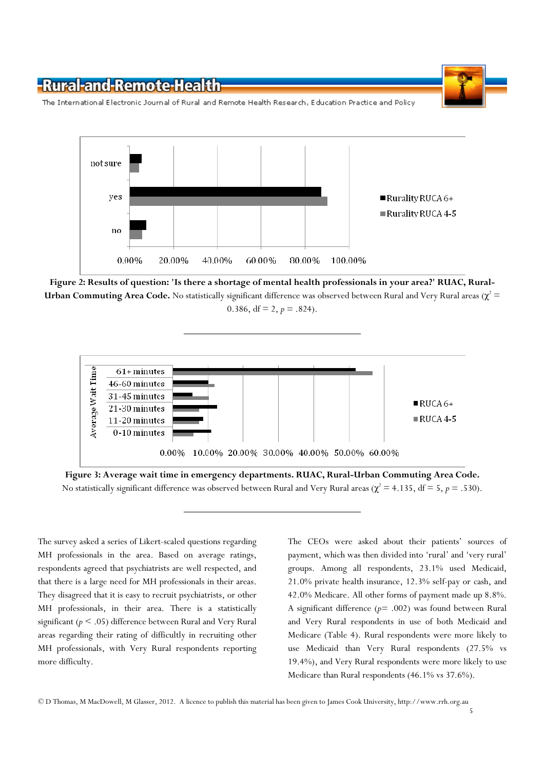**Figure 2: Results of question: 'Is there a shortage of mental health professionals in your area?' RUAC, Rural-Urban Commuting Area Code.** No statistically significant difference was observed between Rural and Very Rural areas ($\chi^2$ = 0.386, df = 2, $p$ = .824).

**Figure 3: Average wait time in emergency departments. RUAC, Rural-Urban Commuting Area Code.** No statistically significant difference was observed between Rural and Very Rural areas ($\chi^2$ = 4.135, df = 5, $p$ = .530).

The survey asked a series of Likert-scaled questions regarding MH professionals in the area. Based on average ratings, respondents agreed that psychiatrists are well respected, and that there is a large need for MH professionals in their areas. They disagreed that it is easy to recruit psychiatrists, or other MH professionals, in their area. There is a statistically significant ($p$ < .05) difference between Rural and Very Rural areas regarding their rating of difficultly in recruiting other MH professionals, with Very Rural respondents reporting more difficulty.

The CEOs were asked about their patients' sources of payment, which was then divided into 'rural' and 'very rural' groups. Among all respondents, 23.1% used Medicaid, 21.0% private health insurance, 12.3% self-pay or cash, and 42.0% Medicare. All other forms of payment made up 8.8%. A significant difference ($p$= .002) was found between Rural and Very Rural respondents in use of both Medicaid and Medicare (Table 4). Rural respondents were more likely to use Medicaid than Very Rural respondents (27.5% vs 19.4%), and Very Rural respondents were more likely to use Medicare than Rural respondents (46.1% vs 37.6%).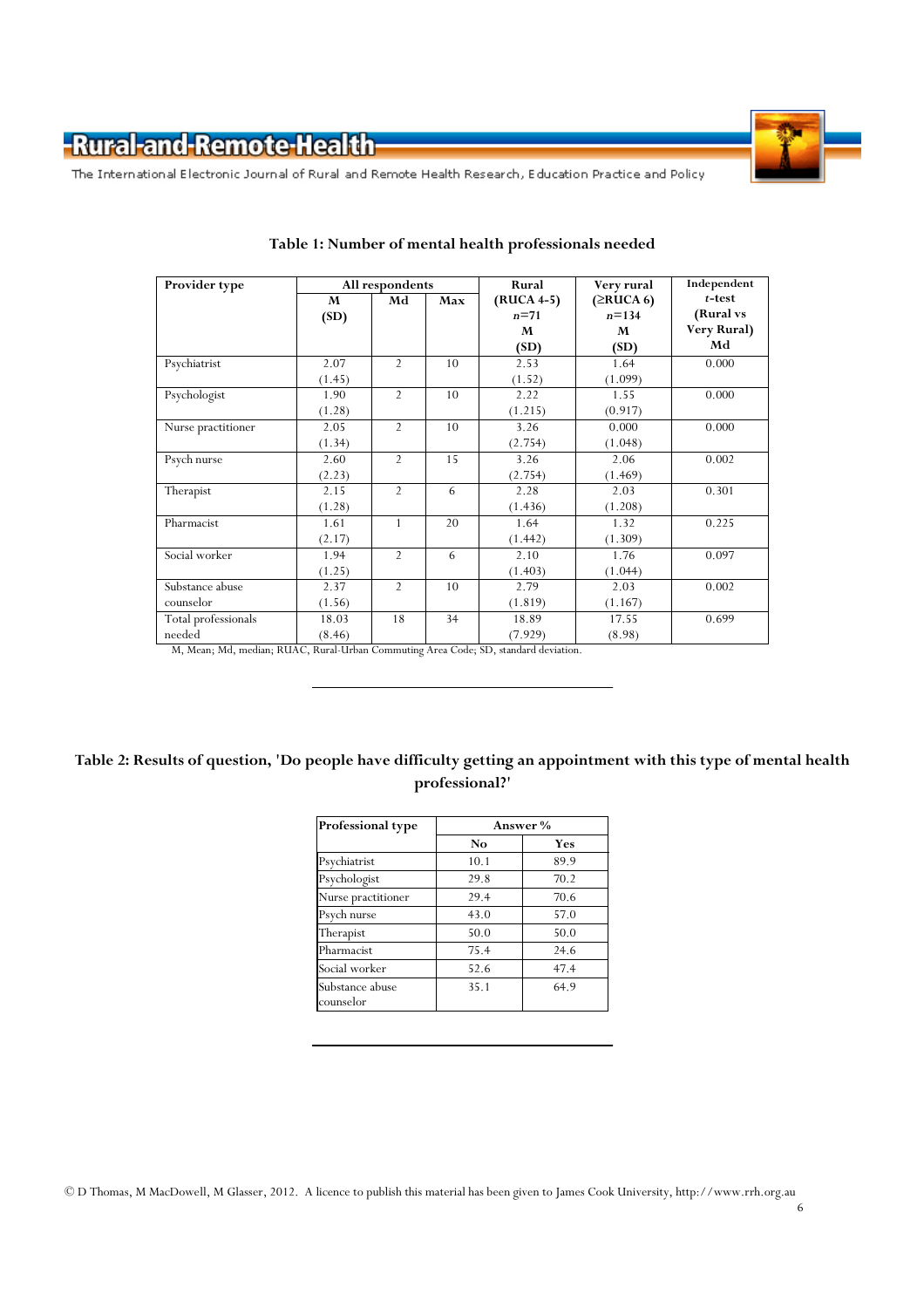**Table 1: Number of mental health professionals needed**

| Provider type | All respondents | | | Rural (RUCA 4-5) $n$=71 | Very rural (≥RUCA 6) $n$=134 | Independent $t$-test (Rural vs Very Rural) |
|---|---|---|---|---|---|---|
| | M (SD) | Md | Max | M (SD) | M (SD) | Md |
| Psychiatrist | 2.07 (1.45) | 2 | 10 | 2.53 (1.52) | 1.64 (1.099) | 0.000 |
| Psychologist | 1.90 (1.28) | 2 | 10 | 2.22 (1.215) | 1.55 (0.917) | 0.000 |
| Nurse practitioner | 2.05 (1.34) | 2 | 10 | 3.26 (2.754) | 0.000 (1.048) | 0.000 |
| Psych nurse | 2.60 (2.23) | 2 | 15 | 3.26 (2.754) | 2.06 (1.469) | 0.002 |
| Therapist | 2.15 (1.28) | 2 | 6 | 2.28 (1.436) | 2.03 (1.208) | 0.301 |
| Pharmacist | 1.61 (2.17) | 1 | 20 | 1.64 (1.442) | 1.32 (1.309) | 0.225 |
| Social worker | 1.94 (1.25) | 2 | 6 | 2.10 (1.403) | 1.76 (1.044) | 0.097 |
| Substance abuse counselor | 2.37 (1.56) | 2 | 10 | 2.79 (1.819) | 2.03 (1.167) | 0.002 |
| Total professionals needed | 18.03 (8.46) | 18 | 34 | 18.89 (7.929) | 17.55 (8.98) | 0.699 |

M, Mean; Md, median; RUAC, Rural-Urban Commuting Area Code; SD, standard deviation.

---

**Table 2: Results of question, 'Do people have difficulty getting an appointment with this type of mental health professional?'**

| Professional type | Answer % | |
|---|---|---|
| | No | Yes |
| Psychiatrist | 10.1 | 89.9 |
| Psychologist | 29.8 | 70.2 |
| Nurse practitioner | 29.4 | 70.6 |
| Psych nurse | 43.0 | 57.0 |
| Therapist | 50.0 | 50.0 |
| Pharmacist | 75.4 | 24.6 |
| Social worker | 52.6 | 47.4 |
| Substance abuse counselor | 35.1 | 64.9 |

---

© D Thomas, M MacDowell, M Glasser, 2012. A licence to publish this material has been given to James Cook University, http://www.rrh.org.au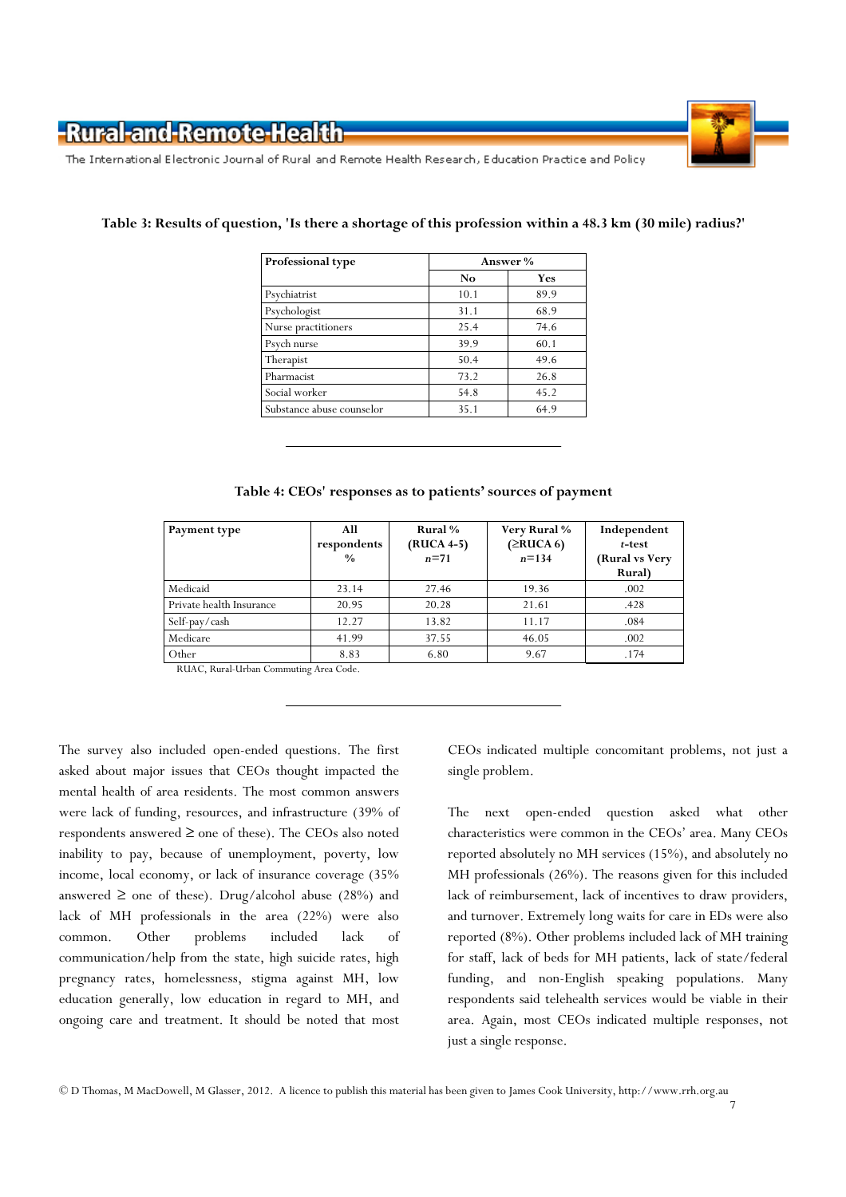**Table 3: Results of question, 'Is there a shortage of this profession within a 48.3 km (30 mile) radius?'**

| Professional type | Answer % | |
|---|---|---|
| | No | Yes |
| Psychiatrist | 10.1 | 89.9 |
| Psychologist | 31.1 | 68.9 |
| Nurse practitioners | 25.4 | 74.6 |
| Psych nurse | 39.9 | 60.1 |
| Therapist | 50.4 | 49.6 |
| Pharmacist | 73.2 | 26.8 |
| Social worker | 54.8 | 45.2 |
| Substance abuse counselor | 35.1 | 64.9 |

**Table 4: CEOs' responses as to patients' sources of payment**

| Payment type | All respondents % | Rural % (RUCA 4-5) *n*=71 | Very Rural % (≥RUCA 6) *n*=134 | Independent *t*-test (Rural vs Very Rural) |
|---|---|---|---|---|
| Medicaid | 23.14 | 27.46 | 19.36 | .002 |
| Private health Insurance | 20.95 | 20.28 | 21.61 | .428 |
| Self-pay/cash | 12.27 | 13.82 | 11.17 | .084 |
| Medicare | 41.99 | 37.55 | 46.05 | .002 |
| Other | 8.83 | 6.80 | 9.67 | .174 |

RUAC, Rural-Urban Commuting Area Code.

The survey also included open-ended questions. The first asked about major issues that CEOs thought impacted the mental health of area residents. The most common answers were lack of funding, resources, and infrastructure (39% of respondents answered ≥ one of these). The CEOs also noted inability to pay, because of unemployment, poverty, low income, local economy, or lack of insurance coverage (35% answered ≥ one of these). Drug/alcohol abuse (28%) and lack of MH professionals in the area (22%) were also common. Other problems included lack of communication/help from the state, high suicide rates, high pregnancy rates, homelessness, stigma against MH, low education generally, low education in regard to MH, and ongoing care and treatment. It should be noted that most CEOs indicated multiple concomitant problems, not just a single problem.

The next open-ended question asked what other characteristics were common in the CEOs' area. Many CEOs reported absolutely no MH services (15%), and absolutely no MH professionals (26%). The reasons given for this included lack of reimbursement, lack of incentives to draw providers, and turnover. Extremely long waits for care in EDs were also reported (8%). Other problems included lack of MH training for staff, lack of beds for MH patients, lack of state/federal funding, and non-English speaking populations. Many respondents said telehealth services would be viable in their area. Again, most CEOs indicated multiple responses, not just a single response.

© D Thomas, M MacDowell, M Glasser, 2012. A licence to publish this material has been given to James Cook University, http://www.rrh.org.au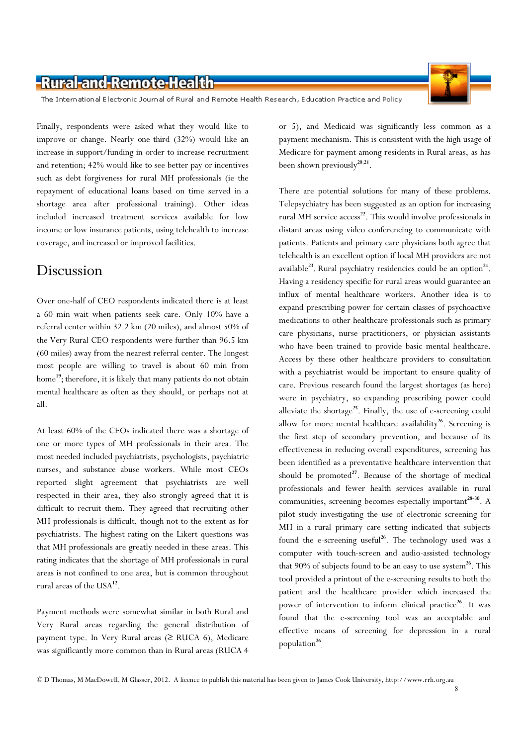Finally, respondents were asked what they would like to improve or change. Nearly one-third (32%) would like an increase in support/funding in order to increase recruitment and retention; 42% would like to see better pay or incentives such as debt forgiveness for rural MH professionals (ie the repayment of educational loans based on time served in a shortage area after professional training). Other ideas included increased treatment services available for low income or low insurance patients, using telehealth to increase coverage, and increased or improved facilities.

## Discussion

Over one-half of CEO respondents indicated there is at least a 60 min wait when patients seek care. Only 10% have a referral center within 32.2 km (20 miles), and almost 50% of the Very Rural CEO respondents were further than 96.5 km (60 miles) away from the nearest referral center. The longest most people are willing to travel is about 60 min from home[19]; therefore, it is likely that many patients do not obtain mental healthcare as often as they should, or perhaps not at all.

At least 60% of the CEOs indicated there was a shortage of one or more types of MH professionals in their area. The most needed included psychiatrists, psychologists, psychiatric nurses, and substance abuse workers. While most CEOs reported slight agreement that psychiatrists are well respected in their area, they also strongly agreed that it is difficult to recruit them. They agreed that recruiting other MH professionals is difficult, though not to the extent as for psychiatrists. The highest rating on the Likert questions was that MH professionals are greatly needed in these areas. This rating indicates that the shortage of MH professionals in rural areas is not confined to one area, but is common throughout rural areas of the USA[12].

Payment methods were somewhat similar in both Rural and Very Rural areas regarding the general distribution of payment type. In Very Rural areas (≥ RUCA 6), Medicare was significantly more common than in Rural areas (RUCA 4 or 5), and Medicaid was significantly less common as a payment mechanism. This is consistent with the high usage of Medicare for payment among residents in Rural areas, as has been shown previously[20,21].

There are potential solutions for many of these problems. Telepsychiatry has been suggested as an option for increasing rural MH service access[22]. This would involve professionals in distant areas using video conferencing to communicate with patients. Patients and primary care physicians both agree that telehealth is an excellent option if local MH providers are not available[23]. Rural psychiatry residencies could be an option[24]. Having a residency specific for rural areas would guarantee an influx of mental healthcare workers. Another idea is to expand prescribing power for certain classes of psychoactive medications to other healthcare professionals such as primary care physicians, nurse practitioners, or physician assistants who have been trained to provide basic mental healthcare. Access by these other healthcare providers to consultation with a psychiatrist would be important to ensure quality of care. Previous research found the largest shortages (as here) were in psychiatry, so expanding prescribing power could alleviate the shortage[25]. Finally, the use of e-screening could allow for more mental healthcare availability[26]. Screening is the first step of secondary prevention, and because of its effectiveness in reducing overall expenditures, screening has been identified as a preventative healthcare intervention that should be promoted[27]. Because of the shortage of medical professionals and fewer health services available in rural communities, screening becomes especially important[28-30]. A pilot study investigating the use of electronic screening for MH in a rural primary care setting indicated that subjects found the e-screening useful[26]. The technology used was a computer with touch-screen and audio-assisted technology that 90% of subjects found to be an easy to use system[26]. This tool provided a printout of the e-screening results to both the patient and the healthcare provider which increased the power of intervention to inform clinical practice[26]. It was found that the e-screening tool was an acceptable and effective means of screening for depression in a rural population[26].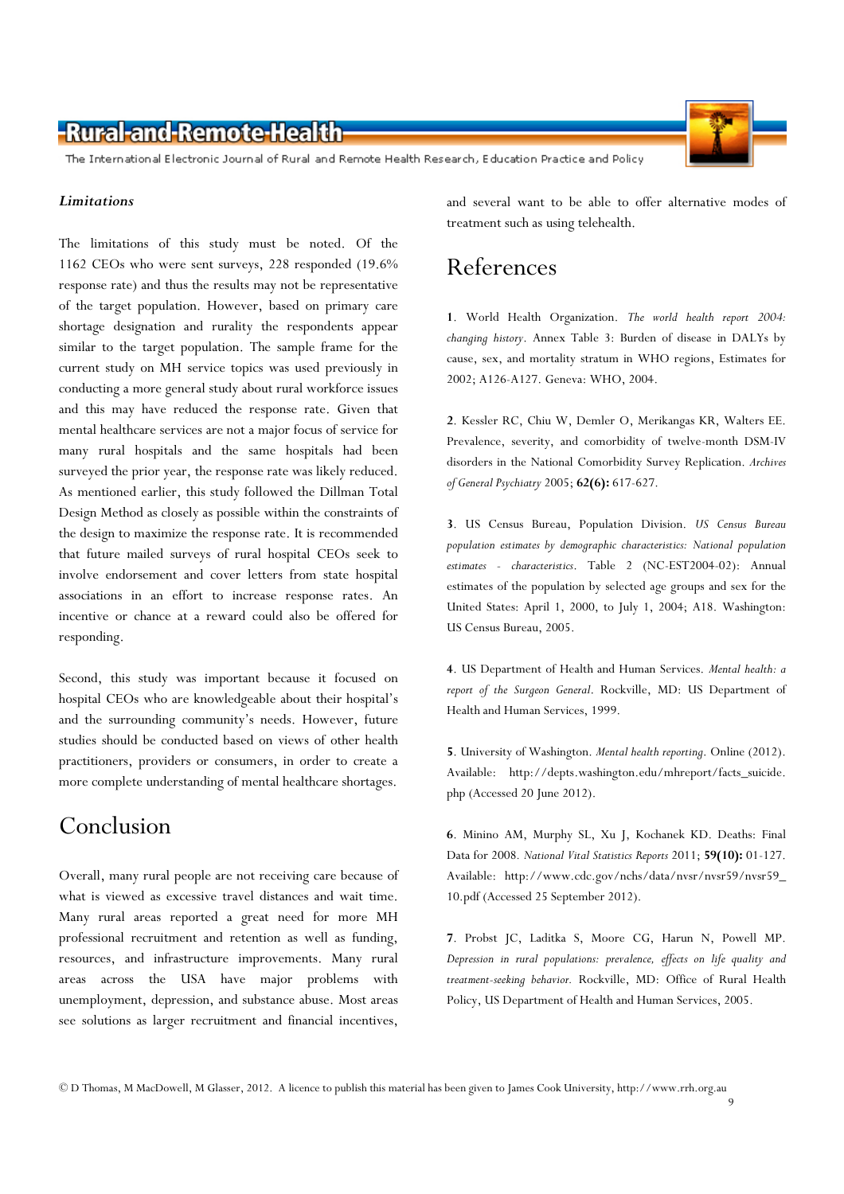### *Limitations*

The limitations of this study must be noted. Of the 1162 CEOs who were sent surveys, 228 responded (19.6% response rate) and thus the results may not be representative of the target population. However, based on primary care shortage designation and rurality the respondents appear similar to the target population. The sample frame for the current study on MH service topics was used previously in conducting a more general study about rural workforce issues and this may have reduced the response rate. Given that mental healthcare services are not a major focus of service for many rural hospitals and the same hospitals had been surveyed the prior year, the response rate was likely reduced. As mentioned earlier, this study followed the Dillman Total Design Method as closely as possible within the constraints of the design to maximize the response rate. It is recommended that future mailed surveys of rural hospital CEOs seek to involve endorsement and cover letters from state hospital associations in an effort to increase response rates. An incentive or chance at a reward could also be offered for responding.

Second, this study was important because it focused on hospital CEOs who are knowledgeable about their hospital's and the surrounding community's needs. However, future studies should be conducted based on views of other health practitioners, providers or consumers, in order to create a more complete understanding of mental healthcare shortages.

## Conclusion

Overall, many rural people are not receiving care because of what is viewed as excessive travel distances and wait time. Many rural areas reported a great need for more MH professional recruitment and retention as well as funding, resources, and infrastructure improvements. Many rural areas across the USA have major problems with unemployment, depression, and substance abuse. Most areas see solutions as larger recruitment and financial incentives, and several want to be able to offer alternative modes of treatment such as using telehealth.

## References

**1**. World Health Organization. *The world health report 2004: changing history*. Annex Table 3: Burden of disease in DALYs by cause, sex, and mortality stratum in WHO regions, Estimates for 2002; A126-A127. Geneva: WHO, 2004.

**2**. Kessler RC, Chiu W, Demler O, Merikangas KR, Walters EE. Prevalence, severity, and comorbidity of twelve-month DSM-IV disorders in the National Comorbidity Survey Replication. *Archives of General Psychiatry* 2005; **62(6):** 617-627.

**3**. US Census Bureau, Population Division. *US Census Bureau population estimates by demographic characteristics: National population estimates - characteristics*. Table 2 (NC-EST2004-02): Annual estimates of the population by selected age groups and sex for the United States: April 1, 2000, to July 1, 2004; A18. Washington: US Census Bureau, 2005.

**4**. US Department of Health and Human Services. *Mental health: a report of the Surgeon General*. Rockville, MD: US Department of Health and Human Services, 1999.

**5**. University of Washington. *Mental health reporting*. Online (2012). Available: http://depts.washington.edu/mhreport/facts_suicide.php (Accessed 20 June 2012).

**6**. Minino AM, Murphy SL, Xu J, Kochanek KD. Deaths: Final Data for 2008. *National Vital Statistics Reports* 2011; **59(10):** 01-127. Available: http://www.cdc.gov/nchs/data/nvsr/nvsr59/nvsr59_10.pdf (Accessed 25 September 2012).

**7**. Probst JC, Laditka S, Moore CG, Harun N, Powell MP. *Depression in rural populations: prevalence, effects on life quality and treatment-seeking behavior.* Rockville, MD: Office of Rural Health Policy, US Department of Health and Human Services, 2005.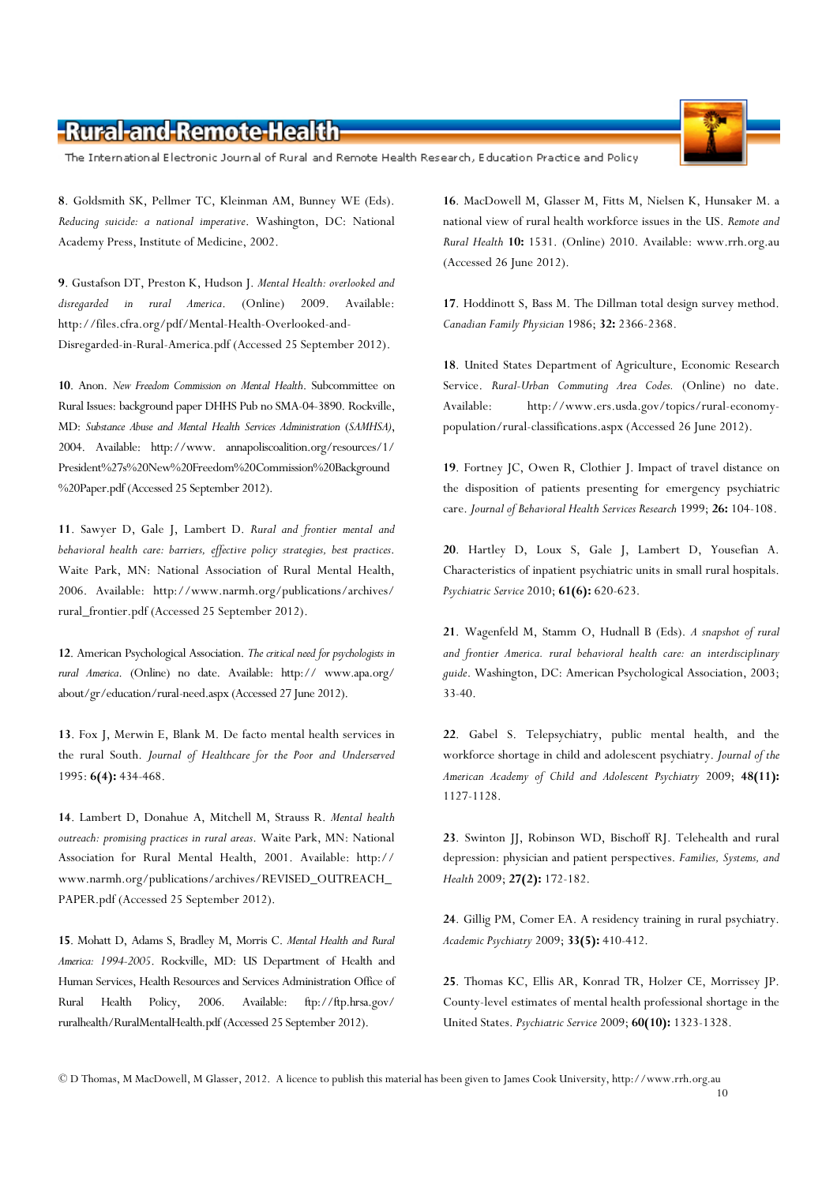**8**. Goldsmith SK, Pellmer TC, Kleinman AM, Bunney WE (Eds). *Reducing suicide: a national imperative*. Washington, DC: National Academy Press, Institute of Medicine, 2002.

**9**. Gustafson DT, Preston K, Hudson J. *Mental Health: overlooked and disregarded in rural America*. (Online) 2009. Available: http://files.cfra.org/pdf/Mental-Health-Overlooked-and-Disregarded-in-Rural-America.pdf (Accessed 25 September 2012).

**10**. Anon. *New Freedom Commission on Mental Health*. Subcommittee on Rural Issues: background paper DHHS Pub no SMA-04-3890. Rockville, MD: *Substance Abuse and Mental Health Services Administration (SAMHSA)*, 2004. Available: http://www. annapoliscoalition.org/resources/1/President%27s%20New%20Freedom%20Commission%20Background%20Paper.pdf (Accessed 25 September 2012).

**11**. Sawyer D, Gale J, Lambert D. *Rural and frontier mental and behavioral health care: barriers, effective policy strategies, best practices*. Waite Park, MN: National Association of Rural Mental Health, 2006. Available: http://www.narmh.org/publications/archives/rural_frontier.pdf (Accessed 25 September 2012).

**12**. American Psychological Association. *The critical need for psychologists in rural America*. (Online) no date. Available: http:// www.apa.org/about/gr/education/rural-need.aspx (Accessed 27 June 2012).

**13**. Fox J, Merwin E, Blank M. De facto mental health services in the rural South. *Journal of Healthcare for the Poor and Underserved* 1995: **6(4):** 434-468.

**14**. Lambert D, Donahue A, Mitchell M, Strauss R. *Mental health outreach: promising practices in rural areas*. Waite Park, MN: National Association for Rural Mental Health, 2001. Available: http://www.narmh.org/publications/archives/REVISED_OUTREACH_PAPER.pdf (Accessed 25 September 2012).

**15**. Mohatt D, Adams S, Bradley M, Morris C. *Mental Health and Rural America: 1994-2005*. Rockville, MD: US Department of Health and Human Services, Health Resources and Services Administration Office of Rural Health Policy, 2006. Available: ftp://ftp.hrsa.gov/ruralhealth/RuralMentalHealth.pdf (Accessed 25 September 2012).

**16**. MacDowell M, Glasser M, Fitts M, Nielsen K, Hunsaker M. a national view of rural health workforce issues in the US. *Remote and Rural Health* **10:** 1531. (Online) 2010. Available: www.rrh.org.au (Accessed 26 June 2012).

**17**. Hoddinott S, Bass M. The Dillman total design survey method. *Canadian Family Physician* 1986; **32:** 2366-2368.

**18**. United States Department of Agriculture, Economic Research Service. *Rural-Urban Commuting Area Codes.* (Online) no date. Available: http://www.ers.usda.gov/topics/rural-economy-population/rural-classifications.aspx (Accessed 26 June 2012).

**19**. Fortney JC, Owen R, Clothier J. Impact of travel distance on the disposition of patients presenting for emergency psychiatric care. *Journal of Behavioral Health Services Research* 1999; **26:** 104-108.

**20**. Hartley D, Loux S, Gale J, Lambert D, Yousefian A. Characteristics of inpatient psychiatric units in small rural hospitals. *Psychiatric Service* 2010; **61(6):** 620-623.

**21**. Wagenfeld M, Stamm O, Hudnall B (Eds). *A snapshot of rural and frontier America. rural behavioral health care: an interdisciplinary guide*. Washington, DC: American Psychological Association, 2003; 33-40.

**22**. Gabel S. Telepsychiatry, public mental health, and the workforce shortage in child and adolescent psychiatry. *Journal of the American Academy of Child and Adolescent Psychiatry* 2009; **48(11):** 1127-1128.

**23**. Swinton JJ, Robinson WD, Bischoff RJ. Telehealth and rural depression: physician and patient perspectives. *Families, Systems, and Health* 2009; **27(2):** 172-182.

**24**. Gillig PM, Comer EA. A residency training in rural psychiatry. *Academic Psychiatry* 2009; **33(5):** 410-412.

**25**. Thomas KC, Ellis AR, Konrad TR, Holzer CE, Morrissey JP. County-level estimates of mental health professional shortage in the United States. *Psychiatric Service* 2009; **60(10):** 1323-1328.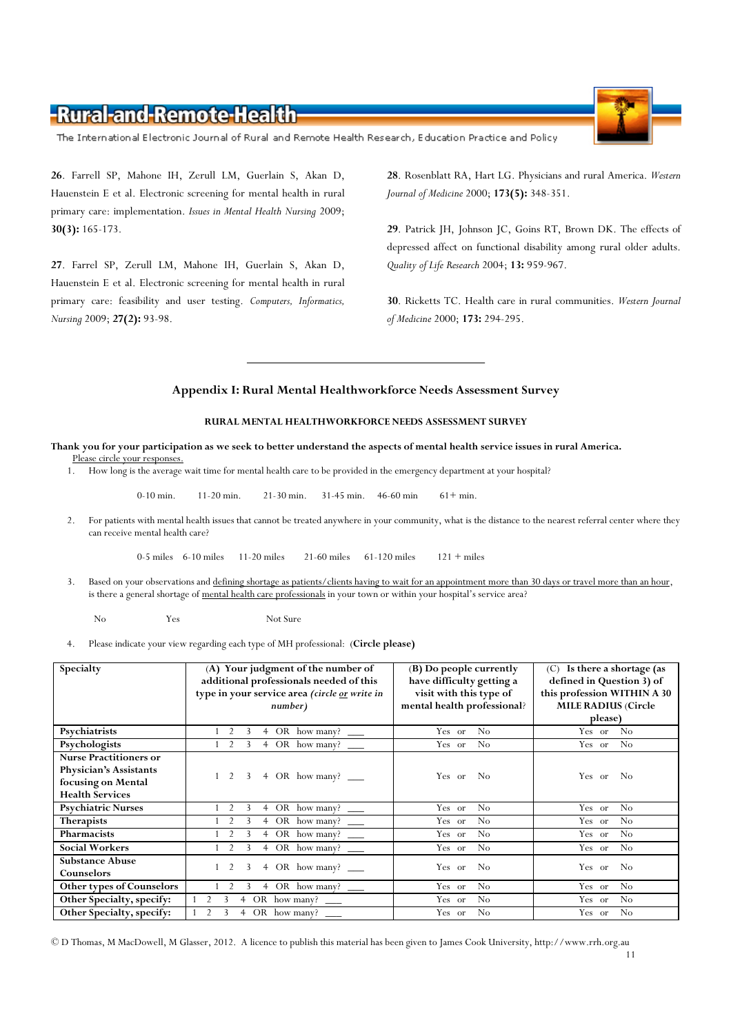26. Farrell SP, Mahone IH, Zerull LM, Guerlain S, Akan D, Hauenstein E et al. Electronic screening for mental health in rural primary care: implementation. *Issues in Mental Health Nursing* 2009; **30(3):** 165-173.

27. Farrel SP, Zerull LM, Mahone IH, Guerlain S, Akan D, Hauenstein E et al. Electronic screening for mental health in rural primary care: feasibility and user testing. *Computers, Informatics, Nursing* 2009; **27(2):** 93-98.

28. Rosenblatt RA, Hart LG. Physicians and rural America. *Western Journal of Medicine* 2000; **173(5):** 348-351.

29. Patrick JH, Johnson JC, Goins RT, Brown DK. The effects of depressed affect on functional disability among rural older adults. *Quality of Life Research* 2004; **13:** 959-967.

30. Ricketts TC. Health care in rural communities. *Western Journal of Medicine* 2000; **173:** 294-295.

---

## Appendix I: Rural Mental Healthworkforce Needs Assessment Survey

### RURAL MENTAL HEALTHWORKFORCE NEEDS ASSESSMENT SURVEY

**Thank you for your participation as we seek to better understand the aspects of mental health service issues in rural America.**

Please circle your responses.

1. How long is the average wait time for mental health care to be provided in the emergency department at your hospital?

   0-10 min. 11-20 min. 21-30 min. 31-45 min. 46-60 min 61+ min.

2. For patients with mental health issues that cannot be treated anywhere in your community, what is the distance to the nearest referral center where they can receive mental health care?

   0-5 miles 6-10 miles 11-20 miles 21-60 miles 61-120 miles 121 + miles

3. Based on your observations and defining shortage as patients/clients having to wait for an appointment more than 30 days or travel more than an hour, is there a general shortage of mental health care professionals in your town or within your hospital's service area?

   No Yes Not Sure

4. Please indicate your view regarding each type of MH professional: (**Circle please**)

| **Specialty** | **(A) Your judgment of the number of additional professionals needed of this type in your service area** *(circle or write in number)* | **(B) Do people currently have difficulty getting a visit with this type of mental health professional?** | **(C) Is there a shortage (as defined in Question 3) of this profession WITHIN A 30 MILE RADIUS (Circle please)** |
|---|---|---|---|
| **Psychiatrists** | 1 2 3 4 OR how many? ___ | Yes or No | Yes or No |
| **Psychologists** | 1 2 3 4 OR how many? ___ | Yes or No | Yes or No |
| **Nurse Practitioners or Physician's Assistants focusing on Mental Health Services** | 1 2 3 4 OR how many? ___ | Yes or No | Yes or No |
| **Psychiatric Nurses** | 1 2 3 4 OR how many? ___ | Yes or No | Yes or No |
| **Therapists** | 1 2 3 4 OR how many? ___ | Yes or No | Yes or No |
| **Pharmacists** | 1 2 3 4 OR how many? ___ | Yes or No | Yes or No |
| **Social Workers** | 1 2 3 4 OR how many? ___ | Yes or No | Yes or No |
| **Substance Abuse Counselors** | 1 2 3 4 OR how many? ___ | Yes or No | Yes or No |
| **Other types of Counselors** | 1 2 3 4 OR how many? ___ | Yes or No | Yes or No |
| **Other Specialty, specify:** | 1 2 3 4 OR how many? ___ | Yes or No | Yes or No |
| **Other Specialty, specify:** | 1 2 3 4 OR how many? ___ | Yes or No | Yes or No |

© D Thomas, M MacDowell, M Glasser, 2012. A licence to publish this material has been given to James Cook University, http://www.rrh.org.au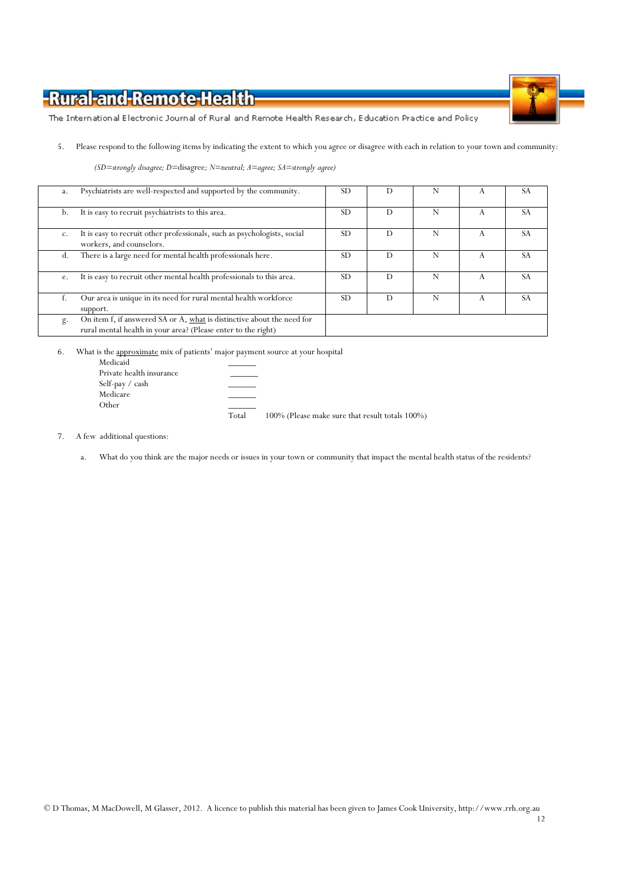5. Please respond to the following items by indicating the extent to which you agree or disagree with each in relation to your town and community:

*(SD=strongly disagree; D=*disagree*; N=neutral; A=agree; SA=strongly agree)*

| | | | | | |
|---|---|---|---|---|---|
| a. Psychiatrists are well-respected and supported by the community. | SD | D | N | A | SA |
| b. It is easy to recruit psychiatrists to this area. | SD | D | N | A | SA |
| c. It is easy to recruit other professionals, such as psychologists, social workers, and counselors. | SD | D | N | A | SA |
| d. There is a large need for mental health professionals here. | SD | D | N | A | SA |
| e. It is easy to recruit other mental health professionals to this area. | SD | D | N | A | SA |
| f. Our area is unique in its need for rural mental health workforce support. | SD | D | N | A | SA |
| g. On item f, if answered SA or A, what is distinctive about the need for rural mental health in your area? (Please enter to the right) | | | | | |

6. What is the approximate mix of patients' major payment source at your hospital

Medicaid ______
Private health insurance ______
Self-pay / cash ______
Medicare ______
Other ______
Total 100% (Please make sure that result totals 100%)

7. A few additional questions:

a. What do you think are the major needs or issues in your town or community that impact the mental health status of the residents?

© D Thomas, M MacDowell, M Glasser, 2012. A licence to publish this material has been given to James Cook University, http://www.rrh.org.au